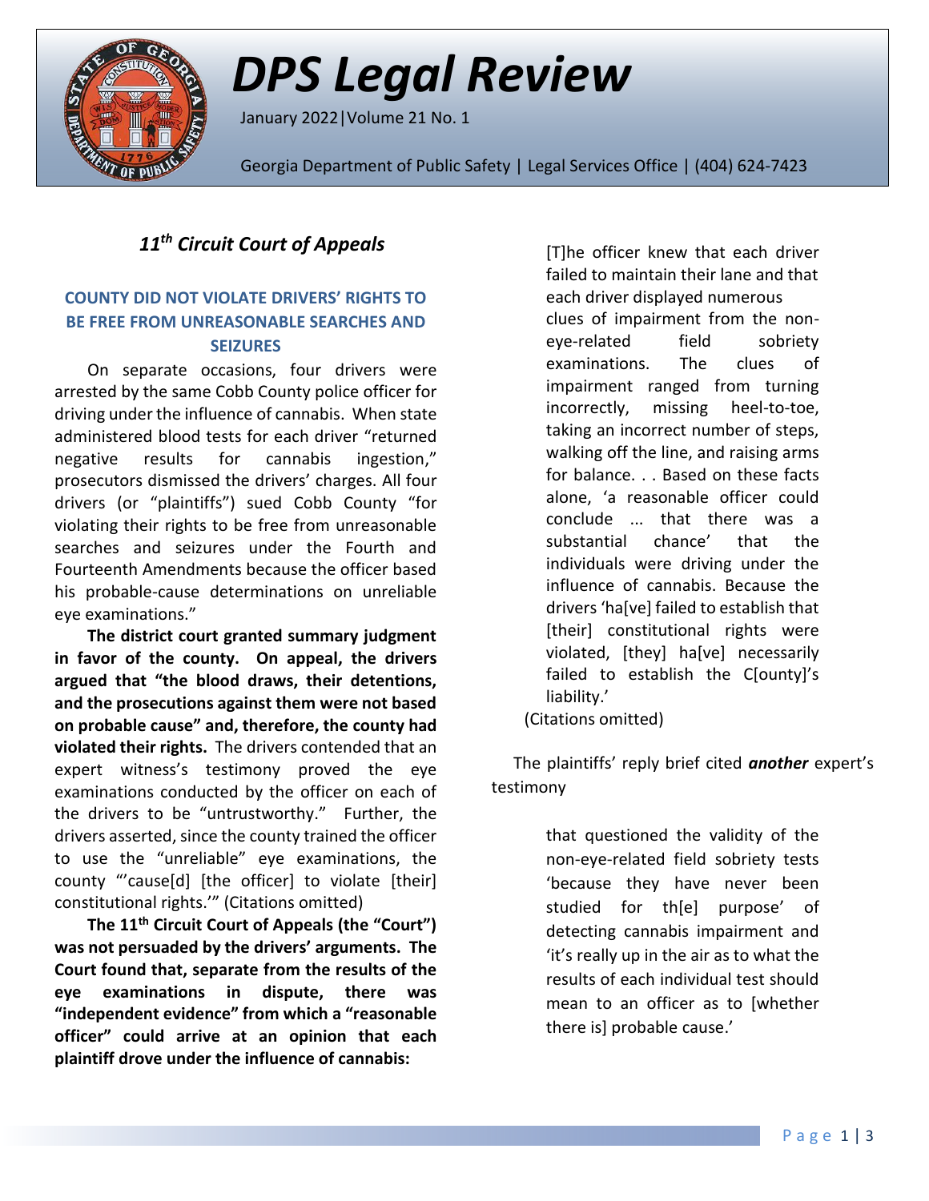# DPS Legal Review

January 2022 | Volume 21 No. 1

Georgia Department of Public Safety | Legal Services Office | (404) 624-7423

## *11th Circuit Court of Appeals*

### COUNTY DID NOT VIOLATE DRIVERS' RIGHTS TO BE FREE FROM UNREASONABLE SEARCHES AND SEIZURES

On separate occasions, four drivers were arrested by the same Cobb County police officer for driving under the influence of cannabis. When state administered blood tests for each driver "returned negative results for cannabis ingestion," prosecutors dismissed the drivers' charges. All four drivers (or "plaintiffs") sued Cobb County "for violating their rights to be free from unreasonable searches and seizures under the Fourth and Fourteenth Amendments because the officer based his probable-cause determinations on unreliable eye examinations."

**The district court granted summary judgment in favor of the county. On appeal, the drivers argued that "the blood draws, their detentions, and the prosecutions against them were not based on probable cause" and, therefore, the county had violated their rights.** The drivers contended that an expert witness's testimony proved the eye examinations conducted by the officer on each of the drivers to be "untrustworthy." Further, the drivers asserted, since the county trained the officer to use the "unreliable" eye examinations, the county "'cause[d] [the officer] to violate [their] constitutional rights.'" (Citations omitted)

**The 11th Circuit Court of Appeals (the "Court") was not persuaded by the drivers' arguments. The Court found that, separate from the results of the eye examinations in dispute, there was "independent evidence" from which a "reasonable officer" could arrive at an opinion that each plaintiff drove under the influence of cannabis:**

> [T]he officer knew that each driver failed to maintain their lane and that each driver displayed numerous clues of impairment from the non-eye-related field sobriety examinations. The clues of impairment ranged from turning incorrectly, missing heel-to-toe, taking an incorrect number of steps, walking off the line, and raising arms for balance. . . Based on these facts alone, 'a reasonable officer could conclude ... that there was a substantial chance' that the individuals were driving under the influence of cannabis. Because the drivers 'ha[ve] failed to establish that [their] constitutional rights were violated, [they] ha[ve] necessarily failed to establish the C[ounty]'s liability.'

(Citations omitted)

The plaintiffs' reply brief cited ***another*** expert's testimony

> that questioned the validity of the non-eye-related field sobriety tests 'because they have never been studied for th[e] purpose' of detecting cannabis impairment and 'it's really up in the air as to what the results of each individual test should mean to an officer as to [whether there is] probable cause.'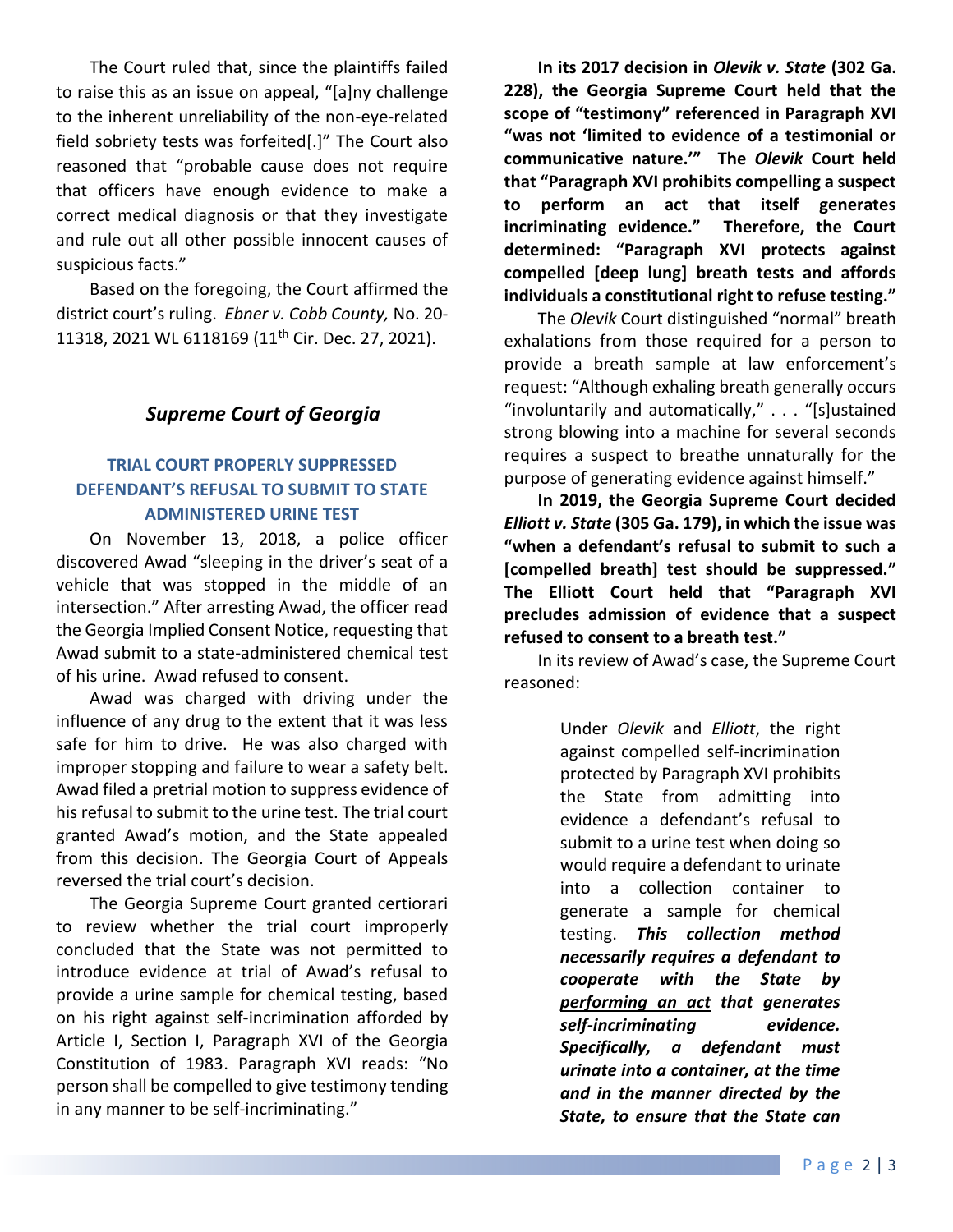The Court ruled that, since the plaintiffs failed to raise this as an issue on appeal, "[a]ny challenge to the inherent unreliability of the non-eye-related field sobriety tests was forfeited[.]" The Court also reasoned that "probable cause does not require that officers have enough evidence to make a correct medical diagnosis or that they investigate and rule out all other possible innocent causes of suspicious facts."

Based on the foregoing, the Court affirmed the district court's ruling. *Ebner v. Cobb County,* No. 20-11318, 2021 WL 6118169 (11th Cir. Dec. 27, 2021).

## *Supreme Court of Georgia*

### TRIAL COURT PROPERLY SUPPRESSED DEFENDANT'S REFUSAL TO SUBMIT TO STATE ADMINISTERED URINE TEST

On November 13, 2018, a police officer discovered Awad "sleeping in the driver's seat of a vehicle that was stopped in the middle of an intersection." After arresting Awad, the officer read the Georgia Implied Consent Notice, requesting that Awad submit to a state-administered chemical test of his urine. Awad refused to consent.

Awad was charged with driving under the influence of any drug to the extent that it was less safe for him to drive. He was also charged with improper stopping and failure to wear a safety belt. Awad filed a pretrial motion to suppress evidence of his refusal to submit to the urine test. The trial court granted Awad's motion, and the State appealed from this decision. The Georgia Court of Appeals reversed the trial court's decision.

The Georgia Supreme Court granted certiorari to review whether the trial court improperly concluded that the State was not permitted to introduce evidence at trial of Awad's refusal to provide a urine sample for chemical testing, based on his right against self-incrimination afforded by Article I, Section I, Paragraph XVI of the Georgia Constitution of 1983. Paragraph XVI reads: "No person shall be compelled to give testimony tending in any manner to be self-incriminating."

**In its 2017 decision in *Olevik v. State* (302 Ga. 228), the Georgia Supreme Court held that the scope of "testimony" referenced in Paragraph XVI "was not 'limited to evidence of a testimonial or communicative nature.'" The *Olevik* Court held that "Paragraph XVI prohibits compelling a suspect to perform an act that itself generates incriminating evidence." Therefore, the Court determined: "Paragraph XVI protects against compelled [deep lung] breath tests and affords individuals a constitutional right to refuse testing."**

The *Olevik* Court distinguished "normal" breath exhalations from those required for a person to provide a breath sample at law enforcement's request: "Although exhaling breath generally occurs "involuntarily and automatically," . . . "[s]ustained strong blowing into a machine for several seconds requires a suspect to breathe unnaturally for the purpose of generating evidence against himself."

**In 2019, the Georgia Supreme Court decided *Elliott v. State* (305 Ga. 179), in which the issue was "when a defendant's refusal to submit to such a [compelled breath] test should be suppressed." The Elliott Court held that "Paragraph XVI precludes admission of evidence that a suspect refused to consent to a breath test."**

In its review of Awad's case, the Supreme Court reasoned:

> Under *Olevik* and *Elliott*, the right against compelled self-incrimination protected by Paragraph XVI prohibits the State from admitting into evidence a defendant's refusal to submit to a urine test when doing so would require a defendant to urinate into a collection container to generate a sample for chemical testing. ***This collection method necessarily requires a defendant to cooperate with the State by <u>performing an act</u> that generates self-incriminating evidence. Specifically, a defendant must urinate into a container, at the time and in the manner directed by the State, to ensure that the State can***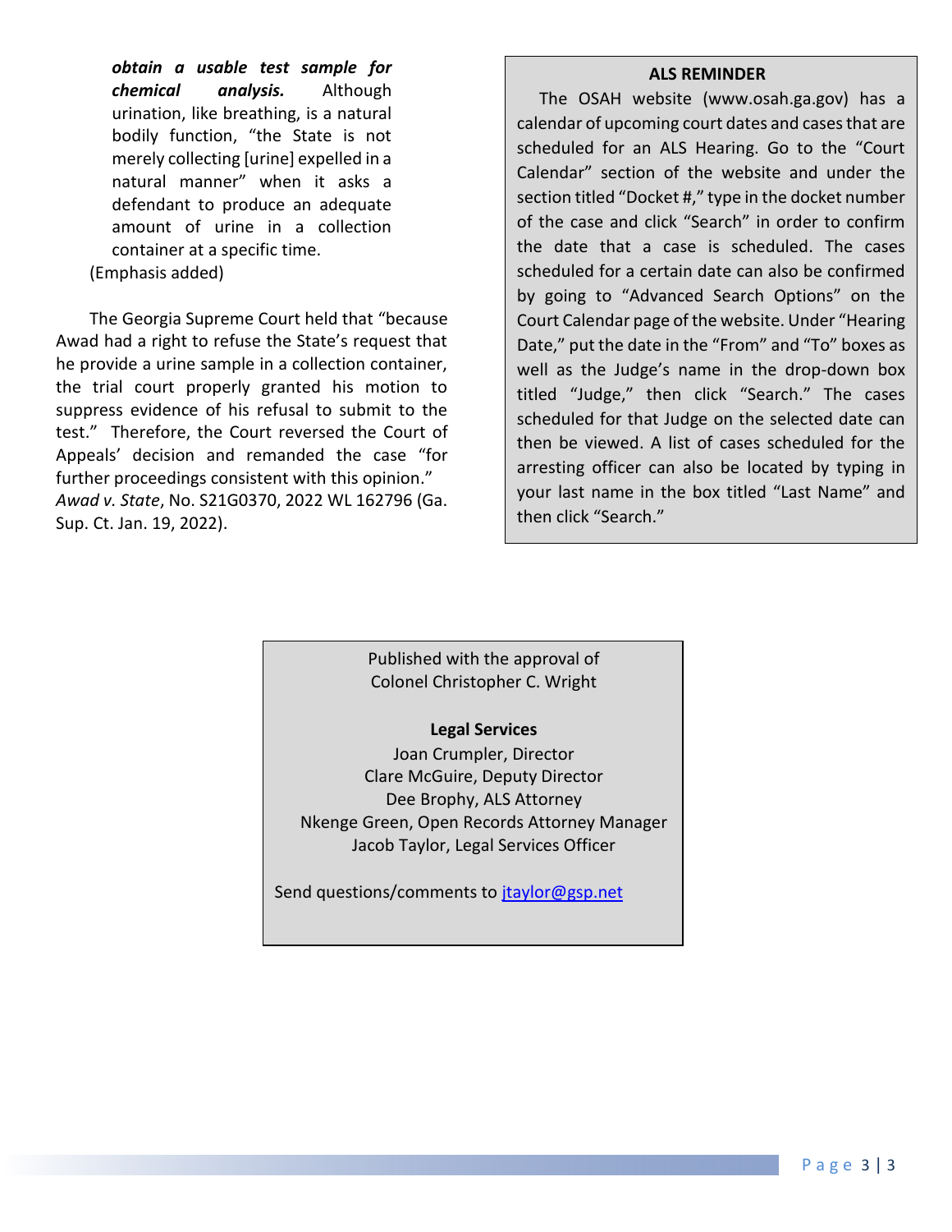> ***obtain a usable test sample for chemical analysis.*** Although urination, like breathing, is a natural bodily function, "the State is not merely collecting [urine] expelled in a natural manner" when it asks a defendant to produce an adequate amount of urine in a collection container at a specific time.

(Emphasis added)

The Georgia Supreme Court held that "because Awad had a right to refuse the State's request that he provide a urine sample in a collection container, the trial court properly granted his motion to suppress evidence of his refusal to submit to the test." Therefore, the Court reversed the Court of Appeals' decision and remanded the case "for further proceedings consistent with this opinion." *Awad v. State*, No. S21G0370, 2022 WL 162796 (Ga. Sup. Ct. Jan. 19, 2022).

**ALS REMINDER**

The OSAH website (www.osah.ga.gov) has a calendar of upcoming court dates and cases that are scheduled for an ALS Hearing. Go to the "Court Calendar" section of the website and under the section titled "Docket #," type in the docket number of the case and click "Search" in order to confirm the date that a case is scheduled. The cases scheduled for a certain date can also be confirmed by going to "Advanced Search Options" on the Court Calendar page of the website. Under "Hearing Date," put the date in the "From" and "To" boxes as well as the Judge's name in the drop-down box titled "Judge," then click "Search." The cases scheduled for that Judge on the selected date can then be viewed. A list of cases scheduled for the arresting officer can also be located by typing in your last name in the box titled "Last Name" and then click "Search."

Published with the approval of
Colonel Christopher C. Wright

**Legal Services**

Joan Crumpler, Director
Clare McGuire, Deputy Director
Dee Brophy, ALS Attorney
Nkenge Green, Open Records Attorney Manager
Jacob Taylor, Legal Services Officer

Send questions/comments to jtaylor@gsp.net